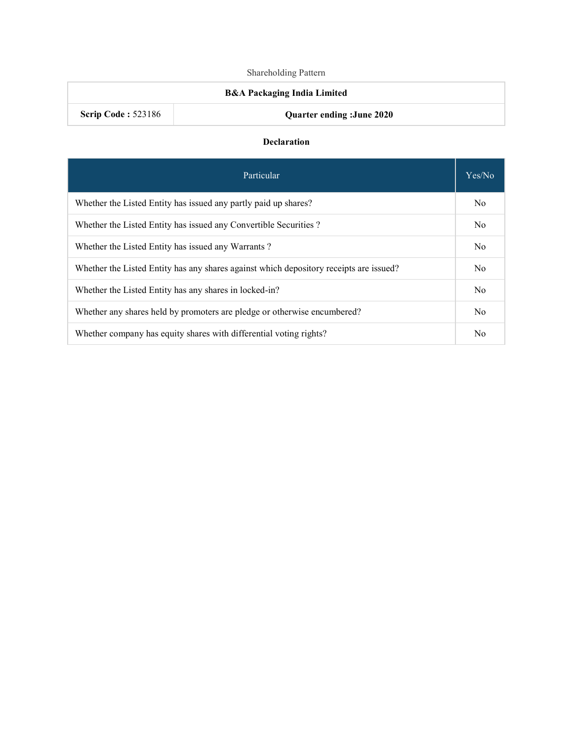Shareholding Pattern

| B&A Packaging India Limited | |
|---|---|
| **Scrip Code :** 523186 | **Quarter ending :June 2020** |

## Declaration

| Particular | Yes/No |
|---|---|
| Whether the Listed Entity has issued any partly paid up shares? | No |
| Whether the Listed Entity has issued any Convertible Securities ? | No |
| Whether the Listed Entity has issued any Warrants ? | No |
| Whether the Listed Entity has any shares against which depository receipts are issued? | No |
| Whether the Listed Entity has any shares in locked-in? | No |
| Whether any shares held by promoters are pledge or otherwise encumbered? | No |
| Whether company has equity shares with differential voting rights? | No |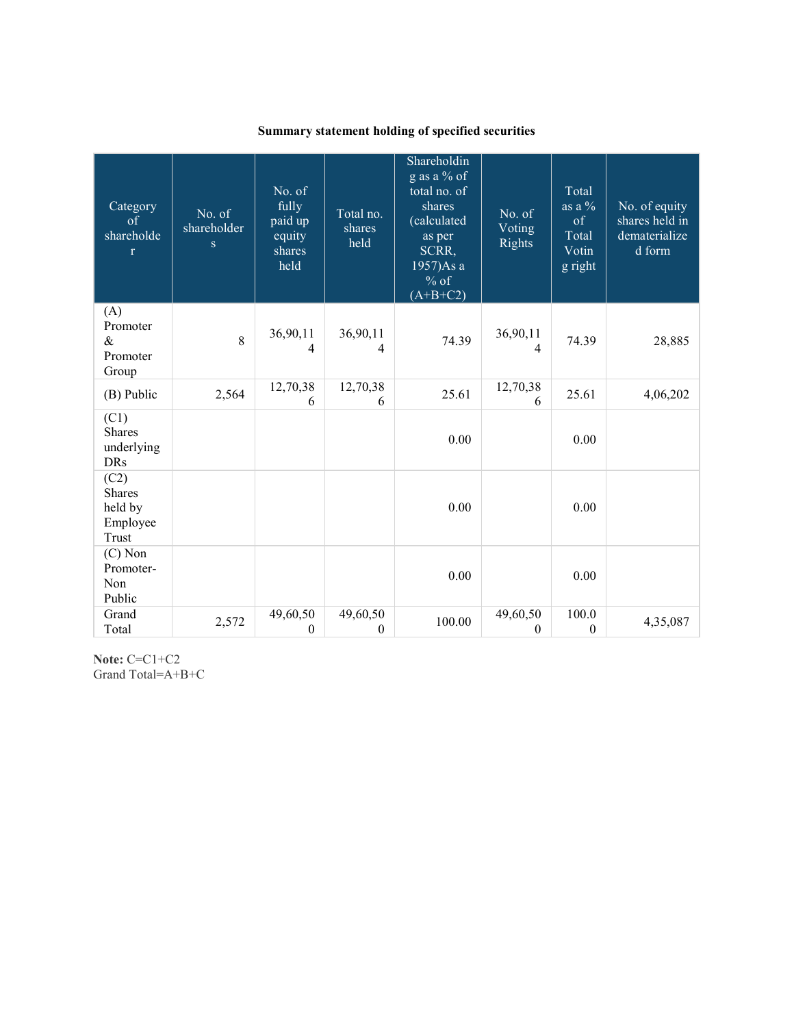**Summary statement holding of specified securities**

| Category of shareholder | No. of shareholders | No. of fully paid up equity shares held | Total no. shares held | Shareholding as a % of total no. of shares (calculated as per SCRR, 1957)As a % of (A+B+C2) | No. of Voting Rights | Total as a % of Total Voting right | No. of equity shares held in dematerialized form |
| --- | --- | --- | --- | --- | --- | --- | --- |
| (A) Promoter & Promoter Group | 8 | 36,90,114 | 36,90,114 | 74.39 | 36,90,114 | 74.39 | 28,885 |
| (B) Public | 2,564 | 12,70,386 | 12,70,386 | 25.61 | 12,70,386 | 25.61 | 4,06,202 |
| (C1) Shares underlying DRs | | | | 0.00 | | 0.00 | |
| (C2) Shares held by Employee Trust | | | | 0.00 | | 0.00 | |
| (C) Non Promoter-Non Public | | | | 0.00 | | 0.00 | |
| Grand Total | 2,572 | 49,60,500 | 49,60,500 | 100.00 | 49,60,500 | 100.00 | 4,35,087 |

**Note:** C=C1+C2
Grand Total=A+B+C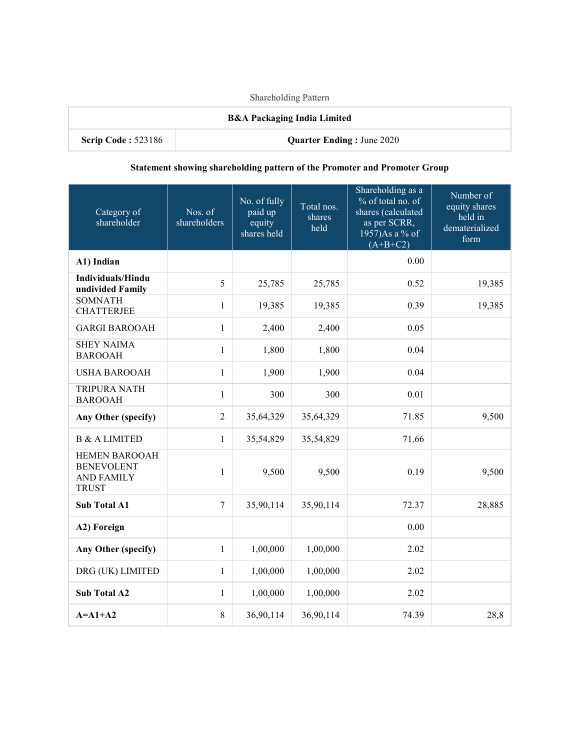Shareholding Pattern

| B&A Packaging India Limited | |
|---|---|
| **Scrip Code :** 523186 | **Quarter Ending :** June 2020 |

### Statement showing shareholding pattern of the Promoter and Promoter Group

| Category of shareholder | Nos. of shareholders | No. of fully paid up equity shares held | Total nos. shares held | Shareholding as a % of total no. of shares (calculated as per SCRR, 1957)As a % of (A+B+C2) | Number of equity shares held in dematerialized form |
|---|---|---|---|---|---|
| **A1) Indian** | | | | 0.00 | |
| **Individuals/Hindu undivided Family** | 5 | 25,785 | 25,785 | 0.52 | 19,385 |
| SOMNATH CHATTERJEE | 1 | 19,385 | 19,385 | 0.39 | 19,385 |
| GARGI BAROOAH | 1 | 2,400 | 2,400 | 0.05 | |
| SHEY NAIMA BAROOAH | 1 | 1,800 | 1,800 | 0.04 | |
| USHA BAROOAH | 1 | 1,900 | 1,900 | 0.04 | |
| TRIPURA NATH BAROOAH | 1 | 300 | 300 | 0.01 | |
| **Any Other (specify)** | 2 | 35,64,329 | 35,64,329 | 71.85 | 9,500 |
| B & A LIMITED | 1 | 35,54,829 | 35,54,829 | 71.66 | |
| HEMEN BAROOAH BENEVOLENT AND FAMILY TRUST | 1 | 9,500 | 9,500 | 0.19 | 9,500 |
| **Sub Total A1** | 7 | 35,90,114 | 35,90,114 | 72.37 | 28,885 |
| **A2) Foreign** | | | | 0.00 | |
| **Any Other (specify)** | 1 | 1,00,000 | 1,00,000 | 2.02 | |
| DRG (UK) LIMITED | 1 | 1,00,000 | 1,00,000 | 2.02 | |
| **Sub Total A2** | 1 | 1,00,000 | 1,00,000 | 2.02 | |
| **A=A1+A2** | 8 | 36,90,114 | 36,90,114 | 74.39 | 28,8 |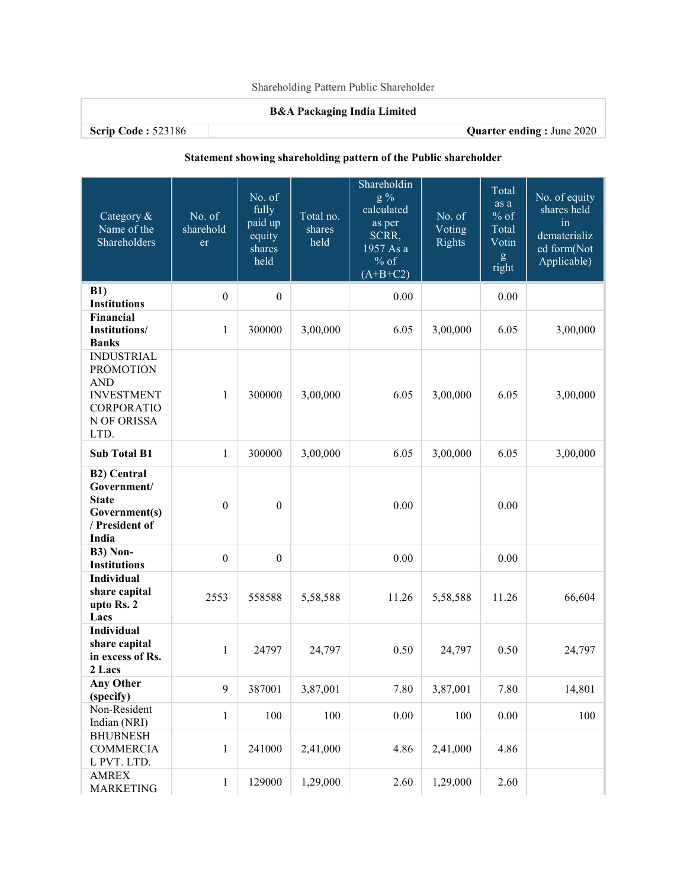Shareholding Pattern Public Shareholder

| B&A Packaging India Limited | |
|---|---|
| **Scrip Code :** 523186 | **Quarter ending :** June 2020 |

**Statement showing shareholding pattern of the Public shareholder**

| Category & Name of the Shareholders | No. of shareholder | No. of fully paid up equity shares held | Total no. shares held | Shareholding % calculated as per SCRR, 1957 As a % of (A+B+C2) | No. of Voting Rights | Total as a % of Total Voting right | No. of equity shares held in dematerialized form(Not Applicable) |
|---|---|---|---|---|---|---|---|
| **B1) Institutions** | 0 | 0 | | 0.00 | | 0.00 | |
| **Financial Institutions/ Banks** | 1 | 300000 | 3,00,000 | 6.05 | 3,00,000 | 6.05 | 3,00,000 |
| INDUSTRIAL PROMOTION AND INVESTMENT CORPORATION OF ORISSA LTD. | 1 | 300000 | 3,00,000 | 6.05 | 3,00,000 | 6.05 | 3,00,000 |
| **Sub Total B1** | 1 | 300000 | 3,00,000 | 6.05 | 3,00,000 | 6.05 | 3,00,000 |
| **B2) Central Government/ State Government(s) / President of India** | 0 | 0 | | 0.00 | | 0.00 | |
| **B3) Non-Institutions** | 0 | 0 | | 0.00 | | 0.00 | |
| **Individual share capital upto Rs. 2 Lacs** | 2553 | 558588 | 5,58,588 | 11.26 | 5,58,588 | 11.26 | 66,604 |
| **Individual share capital in excess of Rs. 2 Lacs** | 1 | 24797 | 24,797 | 0.50 | 24,797 | 0.50 | 24,797 |
| **Any Other (specify)** | 9 | 387001 | 3,87,001 | 7.80 | 3,87,001 | 7.80 | 14,801 |
| Non-Resident Indian (NRI) | 1 | 100 | 100 | 0.00 | 100 | 0.00 | 100 |
| BHUBNESH COMMERCIAL PVT. LTD. | 1 | 241000 | 2,41,000 | 4.86 | 2,41,000 | 4.86 | |
| AMREX MARKETING | 1 | 129000 | 1,29,000 | 2.60 | 1,29,000 | 2.60 | |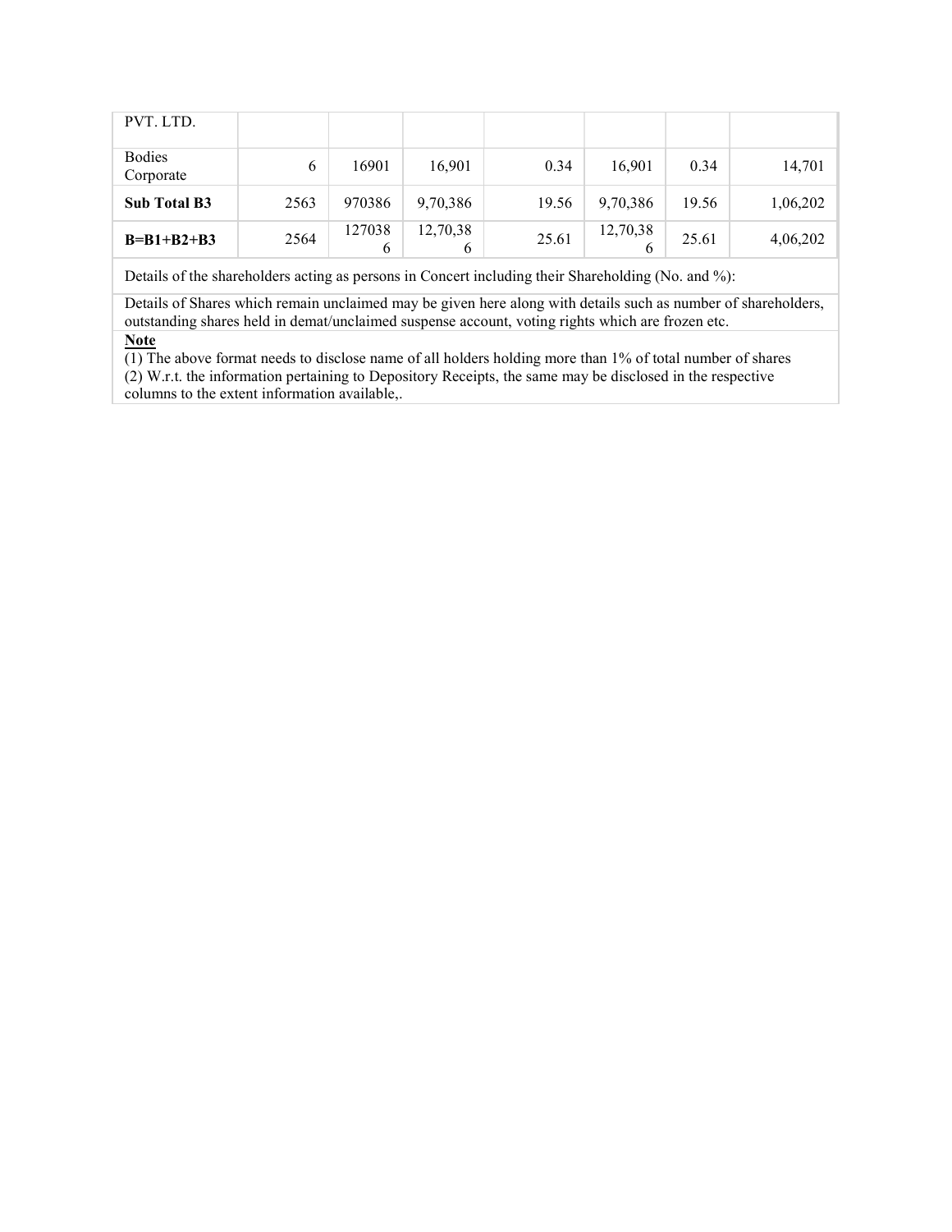| PVT. LTD. | | | | | | | |
|---|---|---|---|---|---|---|---|
| Bodies Corporate | 6 | 16901 | 16,901 | 0.34 | 16,901 | 0.34 | 14,701 |
| **Sub Total B3** | 2563 | 970386 | 9,70,386 | 19.56 | 9,70,386 | 19.56 | 1,06,202 |
| **B=B1+B2+B3** | 2564 | 1270386 | 12,70,386 | 25.61 | 12,70,386 | 25.61 | 4,06,202 |

Details of the shareholders acting as persons in Concert including their Shareholding (No. and %):

Details of Shares which remain unclaimed may be given here along with details such as number of shareholders, outstanding shares held in demat/unclaimed suspense account, voting rights which are frozen etc.

**Note**

(1) The above format needs to disclose name of all holders holding more than 1% of total number of shares
(2) W.r.t. the information pertaining to Depository Receipts, the same may be disclosed in the respective columns to the extent information available,.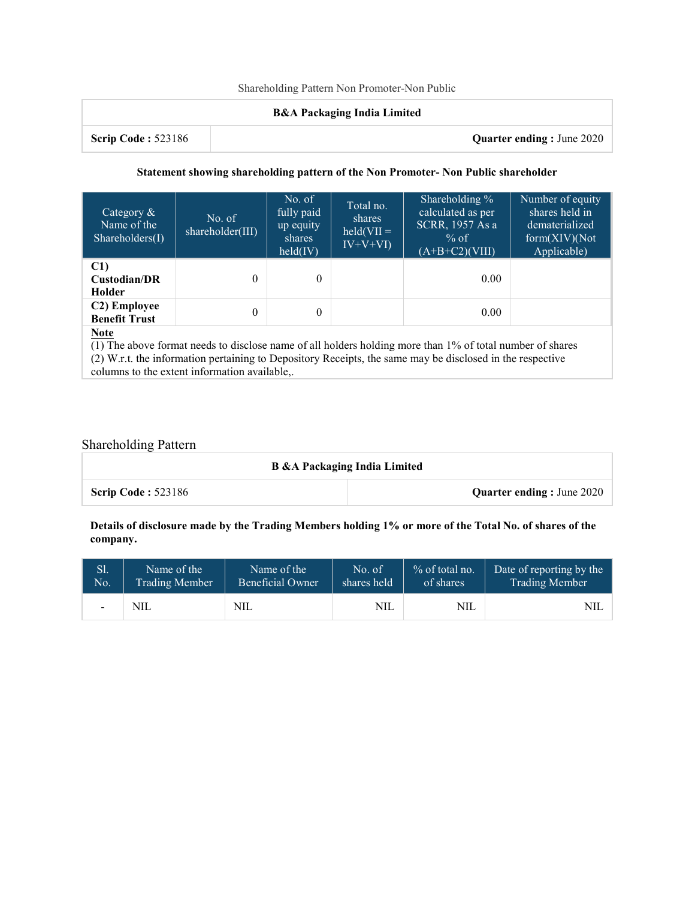Shareholding Pattern Non Promoter-Non Public

| B&A Packaging India Limited | |
|---|---|
| **Scrip Code :** 523186 | **Quarter ending :** June 2020 |

**Statement showing shareholding pattern of the Non Promoter- Non Public shareholder**

| Category & Name of the Shareholders(I) | No. of shareholder(III) | No. of fully paid up equity shares held(IV) | Total no. shares held(VII = IV+V+VI) | Shareholding % calculated as per SCRR, 1957 As a % of (A+B+C2)(VIII) | Number of equity shares held in dematerialized form(XIV)(Not Applicable) |
|---|---|---|---|---|---|
| **C1) Custodian/DR Holder** | 0 | 0 | | 0.00 | |
| **C2) Employee Benefit Trust** | 0 | 0 | | 0.00 | |

**Note**
(1) The above format needs to disclose name of all holders holding more than 1% of total number of shares
(2) W.r.t. the information pertaining to Depository Receipts, the same may be disclosed in the respective columns to the extent information available,.

## Shareholding Pattern

| B &A Packaging India Limited | |
|---|---|
| **Scrip Code :** 523186 | **Quarter ending :** June 2020 |

**Details of disclosure made by the Trading Members holding 1% or more of the Total No. of shares of the company.**

| Sl. No. | Name of the Trading Member | Name of the Beneficial Owner | No. of shares held | % of total no. of shares | Date of reporting by the Trading Member |
|---|---|---|---|---|---|
| - | NIL | NIL | NIL | NIL | NIL |